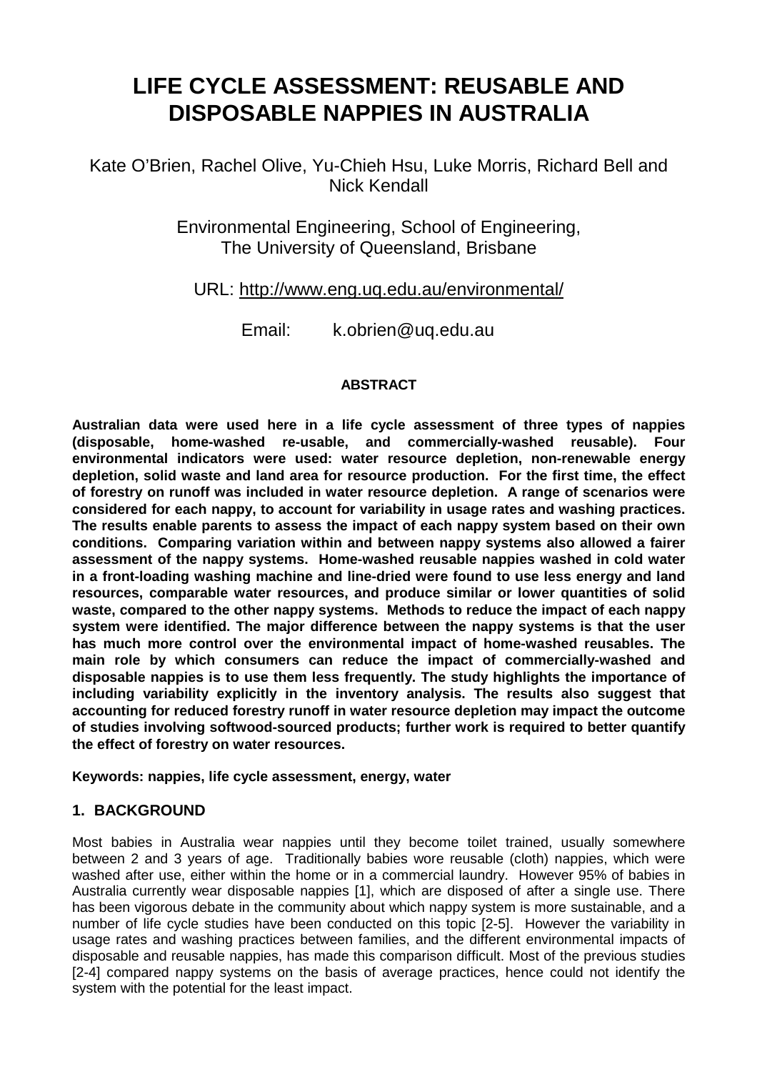# LIFE CYCLE ASSESSMENT: REUSABLE AND DISPOSABLE NAPPIES IN AUSTRALIA

Kate O'Brien, Rachel Olive, Yu-Chieh Hsu, Luke Morris, Richard Bell and Nick Kendall

Environmental Engineering, School of Engineering,
The University of Queensland, Brisbane

URL: http://www.eng.uq.edu.au/environmental/

Email: k.obrien@uq.edu.au

### ABSTRACT

**Australian data were used here in a life cycle assessment of three types of nappies (disposable, home-washed re-usable, and commercially-washed reusable). Four environmental indicators were used: water resource depletion, non-renewable energy depletion, solid waste and land area for resource production. For the first time, the effect of forestry on runoff was included in water resource depletion. A range of scenarios were considered for each nappy, to account for variability in usage rates and washing practices. The results enable parents to assess the impact of each nappy system based on their own conditions. Comparing variation within and between nappy systems also allowed a fairer assessment of the nappy systems. Home-washed reusable nappies washed in cold water in a front-loading washing machine and line-dried were found to use less energy and land resources, comparable water resources, and produce similar or lower quantities of solid waste, compared to the other nappy systems. Methods to reduce the impact of each nappy system were identified. The major difference between the nappy systems is that the user has much more control over the environmental impact of home-washed reusables. The main role by which consumers can reduce the impact of commercially-washed and disposable nappies is to use them less frequently. The study highlights the importance of including variability explicitly in the inventory analysis. The results also suggest that accounting for reduced forestry runoff in water resource depletion may impact the outcome of studies involving softwood-sourced products; further work is required to better quantify the effect of forestry on water resources.**

**Keywords: nappies, life cycle assessment, energy, water**

## 1. BACKGROUND

Most babies in Australia wear nappies until they become toilet trained, usually somewhere between 2 and 3 years of age. Traditionally babies wore reusable (cloth) nappies, which were washed after use, either within the home or in a commercial laundry. However 95% of babies in Australia currently wear disposable nappies [1], which are disposed of after a single use. There has been vigorous debate in the community about which nappy system is more sustainable, and a number of life cycle studies have been conducted on this topic [2-5]. However the variability in usage rates and washing practices between families, and the different environmental impacts of disposable and reusable nappies, has made this comparison difficult. Most of the previous studies [2-4] compared nappy systems on the basis of average practices, hence could not identify the system with the potential for the least impact.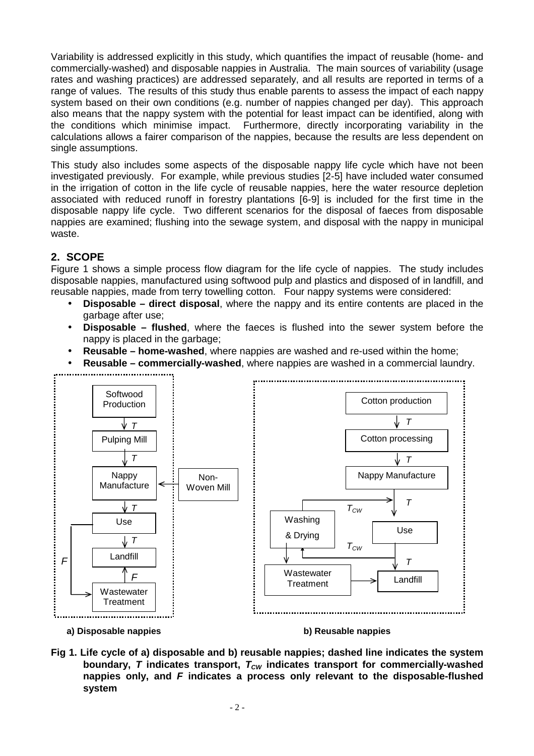Variability is addressed explicitly in this study, which quantifies the impact of reusable (home- and commercially-washed) and disposable nappies in Australia. The main sources of variability (usage rates and washing practices) are addressed separately, and all results are reported in terms of a range of values. The results of this study thus enable parents to assess the impact of each nappy system based on their own conditions (e.g. number of nappies changed per day). This approach also means that the nappy system with the potential for least impact can be identified, along with the conditions which minimise impact. Furthermore, directly incorporating variability in the calculations allows a fairer comparison of the nappies, because the results are less dependent on single assumptions.

This study also includes some aspects of the disposable nappy life cycle which have not been investigated previously. For example, while previous studies [2-5] have included water consumed in the irrigation of cotton in the life cycle of reusable nappies, here the water resource depletion associated with reduced runoff in forestry plantations [6-9] is included for the first time in the disposable nappy life cycle. Two different scenarios for the disposal of faeces from disposable nappies are examined; flushing into the sewage system, and disposal with the nappy in municipal waste.

## 2. SCOPE

Figure 1 shows a simple process flow diagram for the life cycle of nappies. The study includes disposable nappies, manufactured using softwood pulp and plastics and disposed of in landfill, and reusable nappies, made from terry towelling cotton. Four nappy systems were considered:

- **Disposable – direct disposal**, where the nappy and its entire contents are placed in the garbage after use;
- **Disposable – flushed**, where the faeces is flushed into the sewer system before the nappy is placed in the garbage;
- **Reusable – home-washed**, where nappies are washed and re-used within the home;
- **Reusable – commercially-washed**, where nappies are washed in a commercial laundry.

**a) Disposable nappies** — Softwood Production → (T) Pulping Mill → (T) Nappy Manufacture ← Non-Woven Mill; Nappy Manufacture → (T) Use → (T) Landfill; Use → (F) Wastewater Treatment → (F) Landfill

**b) Reusable nappies** — Cotton production → (T) Cotton processing → (T) Nappy Manufacture → (T) Use; Use → ($T_{CW}$) Washing & Drying → ($T_{CW}$) Use; Washing & Drying → Wastewater Treatment → Landfill; Use → (T) Landfill

**Fig 1. Life cycle of a) disposable and b) reusable nappies; dashed line indicates the system boundary, *T* indicates transport, $T_{CW}$ indicates transport for commercially-washed nappies only, and *F* indicates a process only relevant to the disposable-flushed system**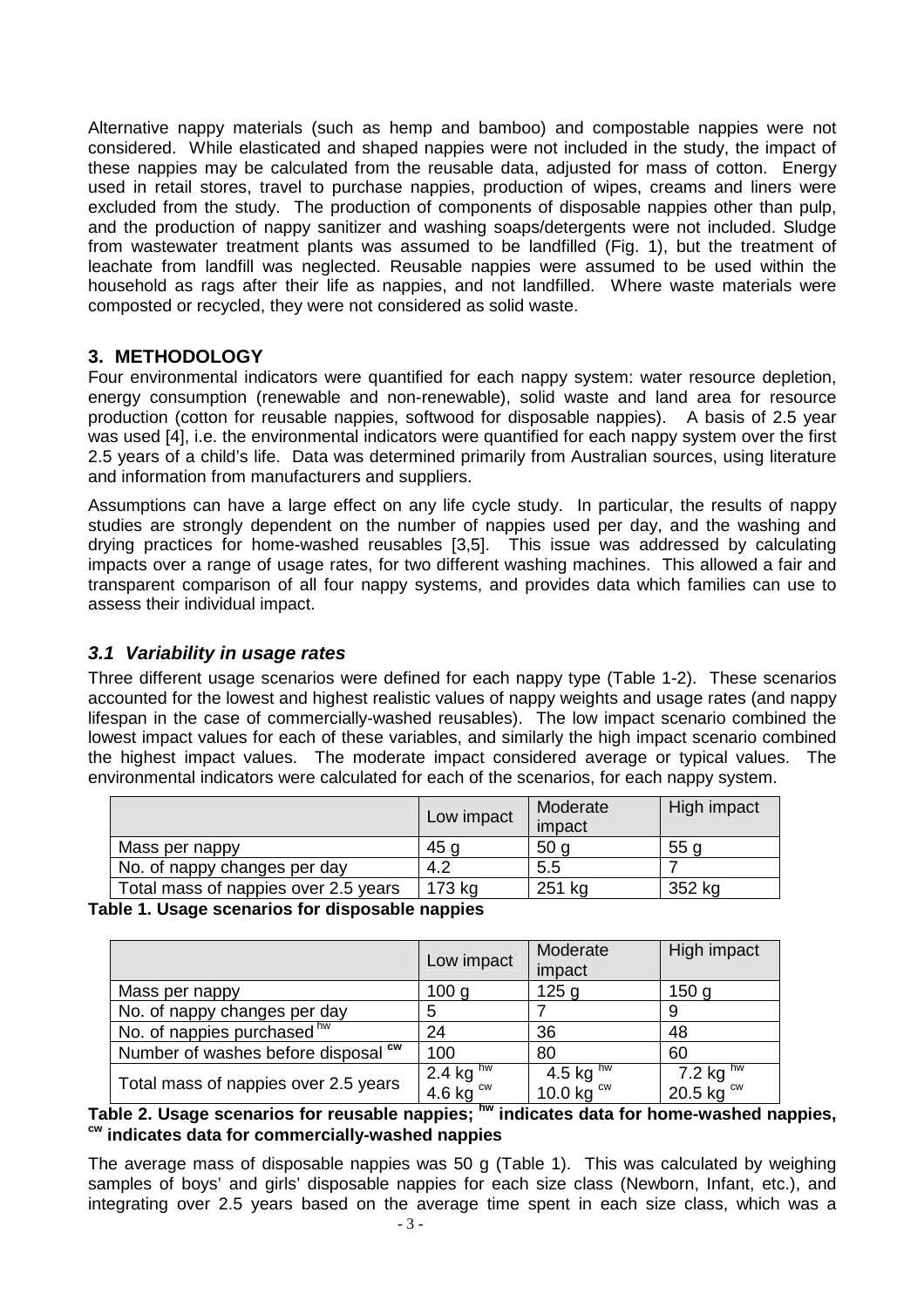Alternative nappy materials (such as hemp and bamboo) and compostable nappies were not considered. While elasticated and shaped nappies were not included in the study, the impact of these nappies may be calculated from the reusable data, adjusted for mass of cotton. Energy used in retail stores, travel to purchase nappies, production of wipes, creams and liners were excluded from the study. The production of components of disposable nappies other than pulp, and the production of nappy sanitizer and washing soaps/detergents were not included. Sludge from wastewater treatment plants was assumed to be landfilled (Fig. 1), but the treatment of leachate from landfill was neglected. Reusable nappies were assumed to be used within the household as rags after their life as nappies, and not landfilled. Where waste materials were composted or recycled, they were not considered as solid waste.

## 3. METHODOLOGY

Four environmental indicators were quantified for each nappy system: water resource depletion, energy consumption (renewable and non-renewable), solid waste and land area for resource production (cotton for reusable nappies, softwood for disposable nappies). A basis of 2.5 year was used [4], i.e. the environmental indicators were quantified for each nappy system over the first 2.5 years of a child's life. Data was determined primarily from Australian sources, using literature and information from manufacturers and suppliers.

Assumptions can have a large effect on any life cycle study. In particular, the results of nappy studies are strongly dependent on the number of nappies used per day, and the washing and drying practices for home-washed reusables [3,5]. This issue was addressed by calculating impacts over a range of usage rates, for two different washing machines. This allowed a fair and transparent comparison of all four nappy systems, and provides data which families can use to assess their individual impact.

### *3.1 Variability in usage rates*

Three different usage scenarios were defined for each nappy type (Table 1-2). These scenarios accounted for the lowest and highest realistic values of nappy weights and usage rates (and nappy lifespan in the case of commercially-washed reusables). The low impact scenario combined the lowest impact values for each of these variables, and similarly the high impact scenario combined the highest impact values. The moderate impact considered average or typical values. The environmental indicators were calculated for each of the scenarios, for each nappy system.

| | Low impact | Moderate impact | High impact |
|---|---|---|---|
| Mass per nappy | 45 g | 50 g | 55 g |
| No. of nappy changes per day | 4.2 | 5.5 | 7 |
| Total mass of nappies over 2.5 years | 173 kg | 251 kg | 352 kg |

**Table 1. Usage scenarios for disposable nappies**

| | Low impact | Moderate impact | High impact |
|---|---|---|---|
| Mass per nappy | 100 g | 125 g | 150 g |
| No. of nappy changes per day | 5 | 7 | 9 |
| No. of nappies purchased [hw] | 24 | 36 | 48 |
| Number of washes before disposal [cw] | 100 | 80 | 60 |
| Total mass of nappies over 2.5 years | 2.4 kg [hw]<br>4.6 kg [cw] | 4.5 kg [hw]<br>10.0 kg [cw] | 7.2 kg [hw]<br>20.5 kg [cw] |

**Table 2. Usage scenarios for reusable nappies; [hw] indicates data for home-washed nappies, [cw] indicates data for commercially-washed nappies**

The average mass of disposable nappies was 50 g (Table 1). This was calculated by weighing samples of boys' and girls' disposable nappies for each size class (Newborn, Infant, etc.), and integrating over 2.5 years based on the average time spent in each size class, which was a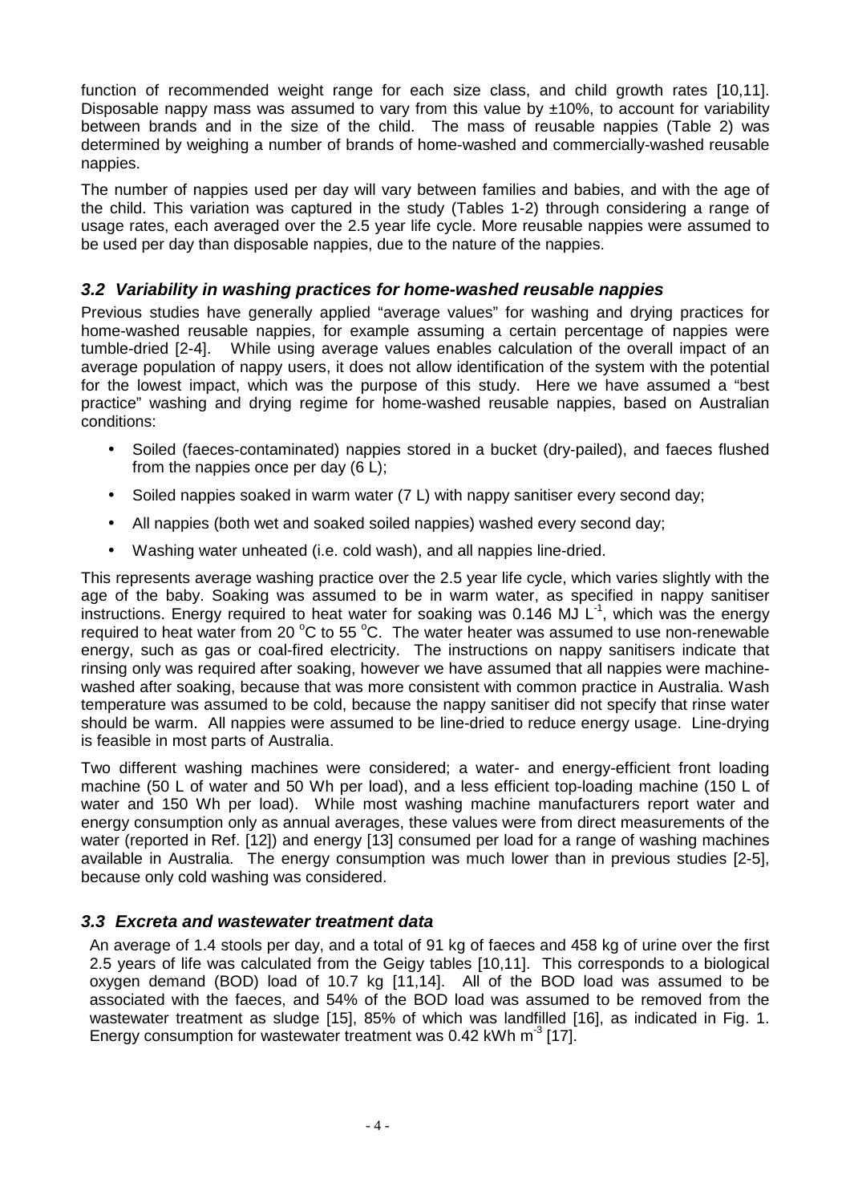function of recommended weight range for each size class, and child growth rates [10,11]. Disposable nappy mass was assumed to vary from this value by ±10%, to account for variability between brands and in the size of the child. The mass of reusable nappies (Table 2) was determined by weighing a number of brands of home-washed and commercially-washed reusable nappies.

The number of nappies used per day will vary between families and babies, and with the age of the child. This variation was captured in the study (Tables 1-2) through considering a range of usage rates, each averaged over the 2.5 year life cycle. More reusable nappies were assumed to be used per day than disposable nappies, due to the nature of the nappies.

### *3.2 Variability in washing practices for home-washed reusable nappies*

Previous studies have generally applied "average values" for washing and drying practices for home-washed reusable nappies, for example assuming a certain percentage of nappies were tumble-dried [2-4]. While using average values enables calculation of the overall impact of an average population of nappy users, it does not allow identification of the system with the potential for the lowest impact, which was the purpose of this study. Here we have assumed a "best practice" washing and drying regime for home-washed reusable nappies, based on Australian conditions:

- Soiled (faeces-contaminated) nappies stored in a bucket (dry-pailed), and faeces flushed from the nappies once per day (6 L);
- Soiled nappies soaked in warm water (7 L) with nappy sanitiser every second day;
- All nappies (both wet and soaked soiled nappies) washed every second day;
- Washing water unheated (i.e. cold wash), and all nappies line-dried.

This represents average washing practice over the 2.5 year life cycle, which varies slightly with the age of the baby. Soaking was assumed to be in warm water, as specified in nappy sanitiser instructions. Energy required to heat water for soaking was 0.146 MJ $L^{-1}$, which was the energy required to heat water from 20 $^{o}$C to 55 $^{o}$C. The water heater was assumed to use non-renewable energy, such as gas or coal-fired electricity. The instructions on nappy sanitisers indicate that rinsing only was required after soaking, however we have assumed that all nappies were machine-washed after soaking, because that was more consistent with common practice in Australia. Wash temperature was assumed to be cold, because the nappy sanitiser did not specify that rinse water should be warm. All nappies were assumed to be line-dried to reduce energy usage. Line-drying is feasible in most parts of Australia.

Two different washing machines were considered; a water- and energy-efficient front loading machine (50 L of water and 50 Wh per load), and a less efficient top-loading machine (150 L of water and 150 Wh per load). While most washing machine manufacturers report water and energy consumption only as annual averages, these values were from direct measurements of the water (reported in Ref. [12]) and energy [13] consumed per load for a range of washing machines available in Australia. The energy consumption was much lower than in previous studies [2-5], because only cold washing was considered.

### *3.3 Excreta and wastewater treatment data*

An average of 1.4 stools per day, and a total of 91 kg of faeces and 458 kg of urine over the first 2.5 years of life was calculated from the Geigy tables [10,11]. This corresponds to a biological oxygen demand (BOD) load of 10.7 kg [11,14]. All of the BOD load was assumed to be associated with the faeces, and 54% of the BOD load was assumed to be removed from the wastewater treatment as sludge [15], 85% of which was landfilled [16], as indicated in Fig. 1. Energy consumption for wastewater treatment was 0.42 kWh $m^{-3}$ [17].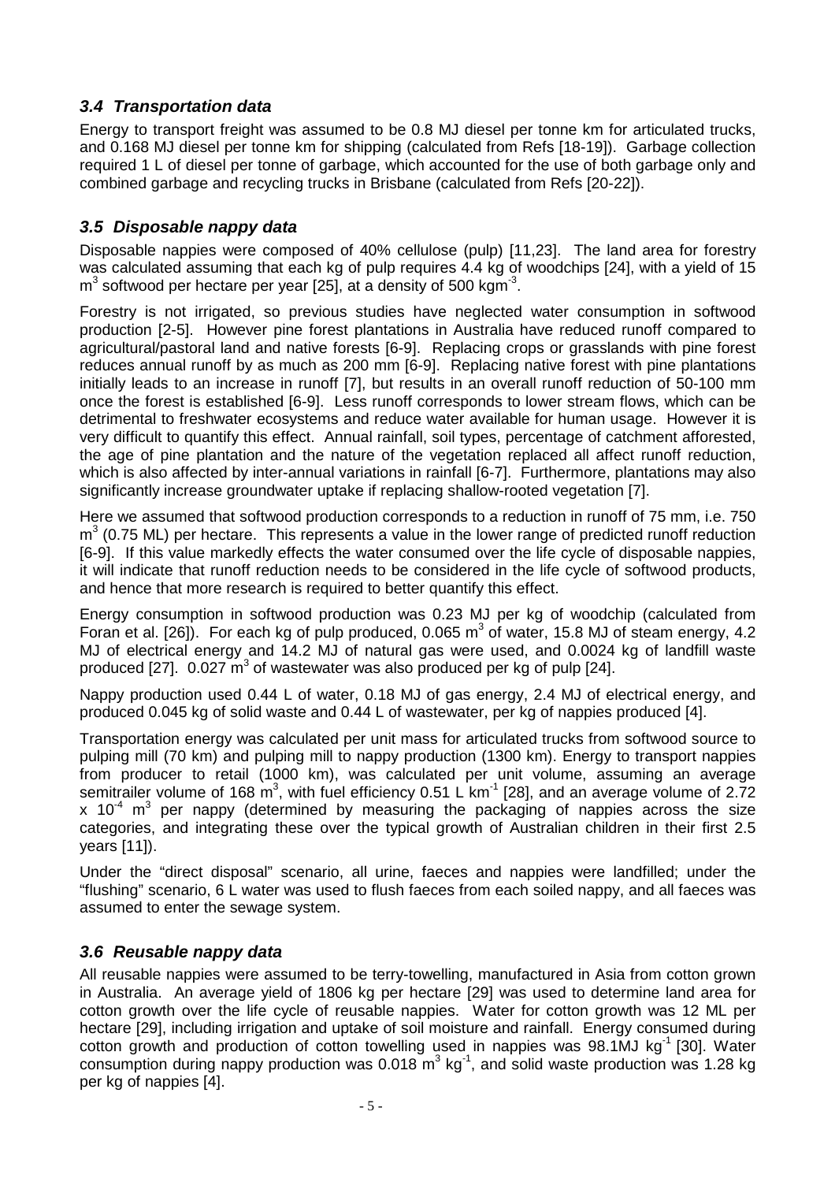### *3.4 Transportation data*

Energy to transport freight was assumed to be 0.8 MJ diesel per tonne km for articulated trucks, and 0.168 MJ diesel per tonne km for shipping (calculated from Refs [18-19]). Garbage collection required 1 L of diesel per tonne of garbage, which accounted for the use of both garbage only and combined garbage and recycling trucks in Brisbane (calculated from Refs [20-22]).

### *3.5 Disposable nappy data*

Disposable nappies were composed of 40% cellulose (pulp) [11,23]. The land area for forestry was calculated assuming that each kg of pulp requires 4.4 kg of woodchips [24], with a yield of 15 $m^3$ softwood per hectare per year [25], at a density of 500 $kgm^{-3}$.

Forestry is not irrigated, so previous studies have neglected water consumption in softwood production [2-5]. However pine forest plantations in Australia have reduced runoff compared to agricultural/pastoral land and native forests [6-9]. Replacing crops or grasslands with pine forest reduces annual runoff by as much as 200 mm [6-9]. Replacing native forest with pine plantations initially leads to an increase in runoff [7], but results in an overall runoff reduction of 50-100 mm once the forest is established [6-9]. Less runoff corresponds to lower stream flows, which can be detrimental to freshwater ecosystems and reduce water available for human usage. However it is very difficult to quantify this effect. Annual rainfall, soil types, percentage of catchment afforested, the age of pine plantation and the nature of the vegetation replaced all affect runoff reduction, which is also affected by inter-annual variations in rainfall [6-7]. Furthermore, plantations may also significantly increase groundwater uptake if replacing shallow-rooted vegetation [7].

Here we assumed that softwood production corresponds to a reduction in runoff of 75 mm, i.e. 750 $m^3$ (0.75 ML) per hectare. This represents a value in the lower range of predicted runoff reduction [6-9]. If this value markedly effects the water consumed over the life cycle of disposable nappies, it will indicate that runoff reduction needs to be considered in the life cycle of softwood products, and hence that more research is required to better quantify this effect.

Energy consumption in softwood production was 0.23 MJ per kg of woodchip (calculated from Foran et al. [26]). For each kg of pulp produced, 0.065 $m^3$ of water, 15.8 MJ of steam energy, 4.2 MJ of electrical energy and 14.2 MJ of natural gas were used, and 0.0024 kg of landfill waste produced [27]. 0.027 $m^3$ of wastewater was also produced per kg of pulp [24].

Nappy production used 0.44 L of water, 0.18 MJ of gas energy, 2.4 MJ of electrical energy, and produced 0.045 kg of solid waste and 0.44 L of wastewater, per kg of nappies produced [4].

Transportation energy was calculated per unit mass for articulated trucks from softwood source to pulping mill (70 km) and pulping mill to nappy production (1300 km). Energy to transport nappies from producer to retail (1000 km), was calculated per unit volume, assuming an average semitrailer volume of 168 $m^3$, with fuel efficiency 0.51 L $km^{-1}$ [28], and an average volume of 2.72 x $10^{-4}$ $m^3$ per nappy (determined by measuring the packaging of nappies across the size categories, and integrating these over the typical growth of Australian children in their first 2.5 years [11]).

Under the "direct disposal" scenario, all urine, faeces and nappies were landfilled; under the "flushing" scenario, 6 L water was used to flush faeces from each soiled nappy, and all faeces was assumed to enter the sewage system.

### *3.6 Reusable nappy data*

All reusable nappies were assumed to be terry-towelling, manufactured in Asia from cotton grown in Australia. An average yield of 1806 kg per hectare [29] was used to determine land area for cotton growth over the life cycle of reusable nappies. Water for cotton growth was 12 ML per hectare [29], including irrigation and uptake of soil moisture and rainfall. Energy consumed during cotton growth and production of cotton towelling used in nappies was 98.1MJ $kg^{-1}$ [30]. Water consumption during nappy production was 0.018 $m^3$ $kg^{-1}$, and solid waste production was 1.28 kg per kg of nappies [4].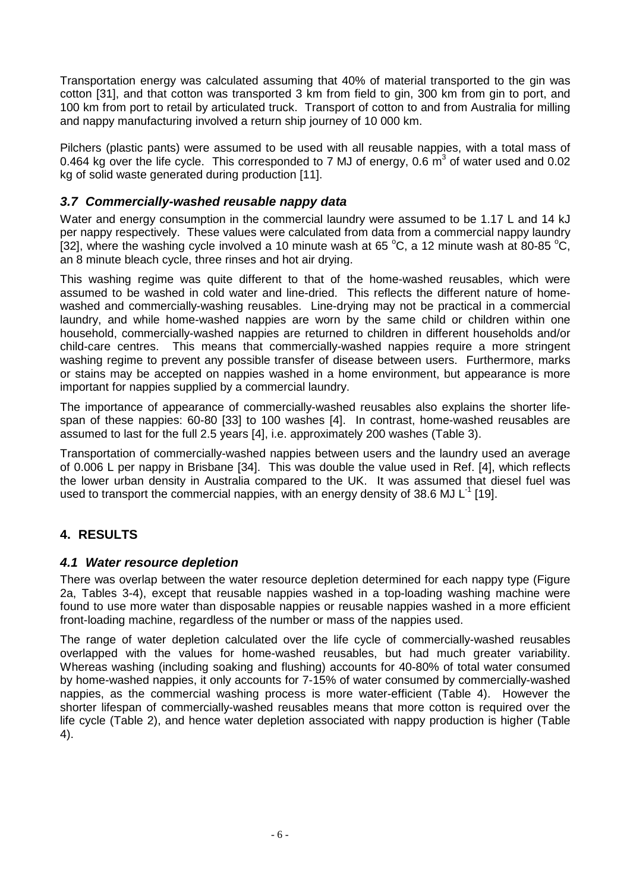Transportation energy was calculated assuming that 40% of material transported to the gin was cotton [31], and that cotton was transported 3 km from field to gin, 300 km from gin to port, and 100 km from port to retail by articulated truck. Transport of cotton to and from Australia for milling and nappy manufacturing involved a return ship journey of 10 000 km.

Pilchers (plastic pants) were assumed to be used with all reusable nappies, with a total mass of 0.464 kg over the life cycle. This corresponded to 7 MJ of energy, 0.6 $m^3$ of water used and 0.02 kg of solid waste generated during production [11].

### *3.7 Commercially-washed reusable nappy data*

Water and energy consumption in the commercial laundry were assumed to be 1.17 L and 14 kJ per nappy respectively. These values were calculated from data from a commercial nappy laundry [32], where the washing cycle involved a 10 minute wash at 65 $^oC$, a 12 minute wash at 80-85 $^oC$, an 8 minute bleach cycle, three rinses and hot air drying.

This washing regime was quite different to that of the home-washed reusables, which were assumed to be washed in cold water and line-dried. This reflects the different nature of home-washed and commercially-washing reusables. Line-drying may not be practical in a commercial laundry, and while home-washed nappies are worn by the same child or children within one household, commercially-washed nappies are returned to children in different households and/or child-care centres. This means that commercially-washed nappies require a more stringent washing regime to prevent any possible transfer of disease between users. Furthermore, marks or stains may be accepted on nappies washed in a home environment, but appearance is more important for nappies supplied by a commercial laundry.

The importance of appearance of commercially-washed reusables also explains the shorter life-span of these nappies: 60-80 [33] to 100 washes [4]. In contrast, home-washed reusables are assumed to last for the full 2.5 years [4], i.e. approximately 200 washes (Table 3).

Transportation of commercially-washed nappies between users and the laundry used an average of 0.006 L per nappy in Brisbane [34]. This was double the value used in Ref. [4], which reflects the lower urban density in Australia compared to the UK. It was assumed that diesel fuel was used to transport the commercial nappies, with an energy density of 38.6 MJ $L^{-1}$ [19].

## 4. RESULTS

### *4.1 Water resource depletion*

There was overlap between the water resource depletion determined for each nappy type (Figure 2a, Tables 3-4), except that reusable nappies washed in a top-loading washing machine were found to use more water than disposable nappies or reusable nappies washed in a more efficient front-loading machine, regardless of the number or mass of the nappies used.

The range of water depletion calculated over the life cycle of commercially-washed reusables overlapped with the values for home-washed reusables, but had much greater variability. Whereas washing (including soaking and flushing) accounts for 40-80% of total water consumed by home-washed nappies, it only accounts for 7-15% of water consumed by commercially-washed nappies, as the commercial washing process is more water-efficient (Table 4). However the shorter lifespan of commercially-washed reusables means that more cotton is required over the life cycle (Table 2), and hence water depletion associated with nappy production is higher (Table 4).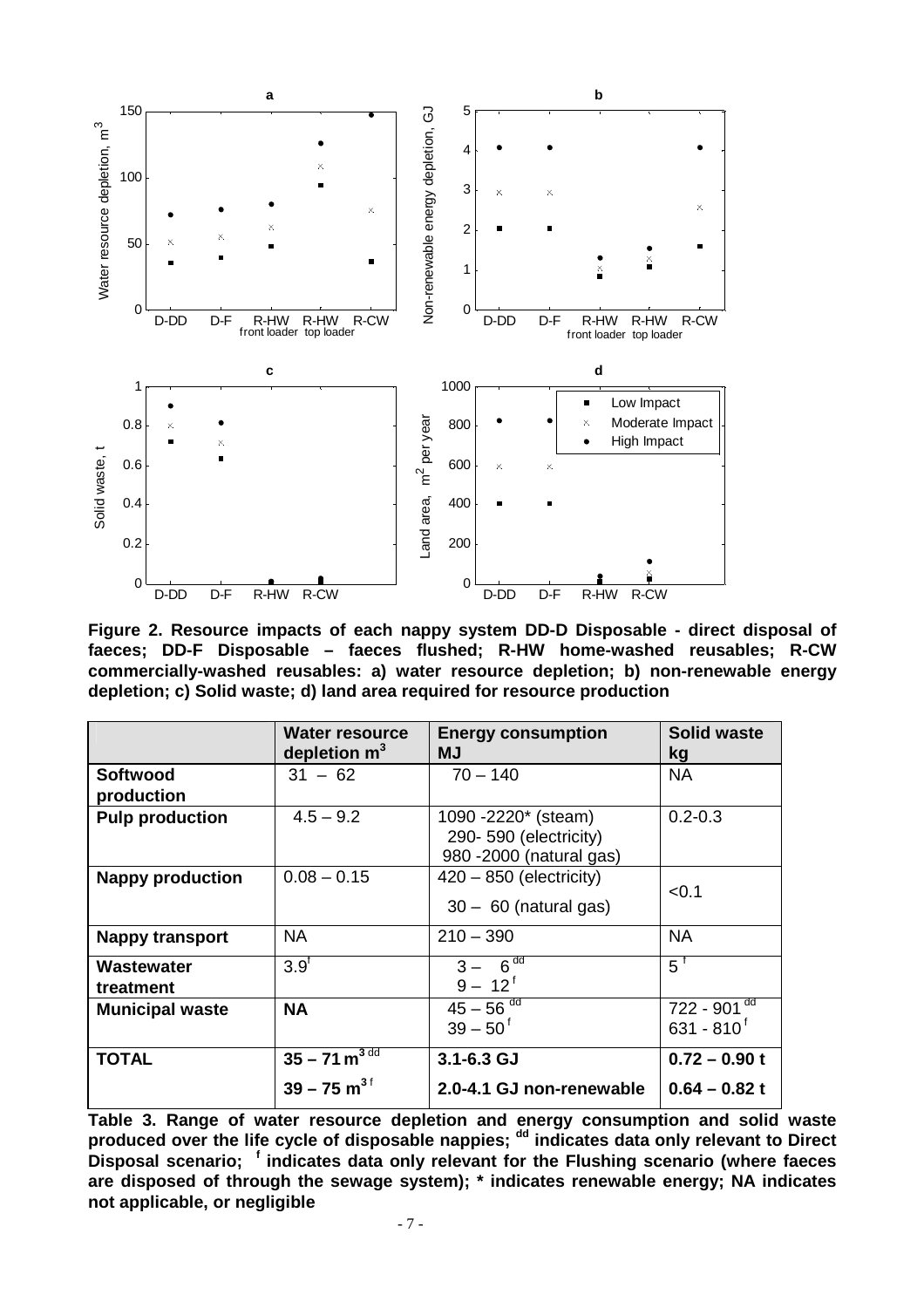**Figure 2. Resource impacts of each nappy system DD-D Disposable - direct disposal of faeces; DD-F Disposable – faeces flushed; R-HW home-washed reusables; R-CW commercially-washed reusables: a) water resource depletion; b) non-renewable energy depletion; c) Solid waste; d) land area required for resource production**

| | **Water resource depletion $m^3$** | **Energy consumption MJ** | **Solid waste kg** |
|---|---|---|---|
| **Softwood production** | 31 – 62 | 70 – 140 | NA |
| **Pulp production** | 4.5 – 9.2 | 1090 -2220* (steam)<br>290- 590 (electricity)<br>980 -2000 (natural gas) | 0.2-0.3 |
| **Nappy production** | 0.08 – 0.15 | 420 – 850 (electricity)<br>30 – 60 (natural gas) | <0.1 |
| **Nappy transport** | NA | 210 – 390 | NA |
| **Wastewater treatment** | 3.9[f] | 3 – 6[dd]<br>9 – 12[f] | 5[f] |
| **Municipal waste** | **NA** | 45 – 56[dd]<br>39 – 50[f] | 722 - 901[dd]<br>631 - 810[f] |
| **TOTAL** | **35 – 71 $m^3$**[dd]<br>**39 – 75 $m^3$**[f] | **3.1-6.3 GJ**<br>**2.0-4.1 GJ non-renewable** | **0.72 – 0.90 t**<br>**0.64 – 0.82 t** |

**Table 3. Range of water resource depletion and energy consumption and solid waste produced over the life cycle of disposable nappies; [dd] indicates data only relevant to Direct Disposal scenario; [f] indicates data only relevant for the Flushing scenario (where faeces are disposed of through the sewage system); * indicates renewable energy; NA indicates not applicable, or negligible**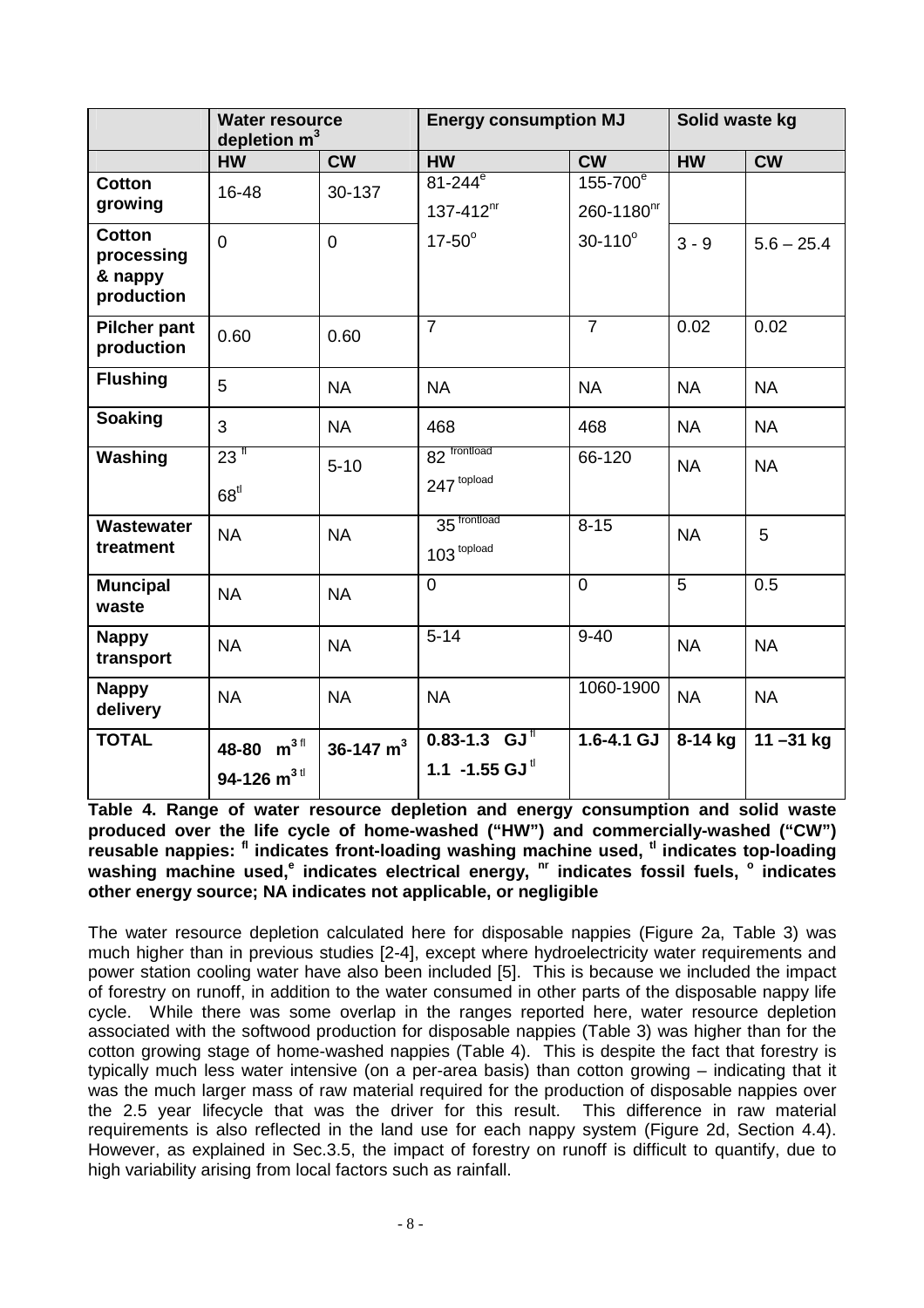| | Water resource depletion $m^3$ | | Energy consumption MJ | | Solid waste kg | |
|---|---|---|---|---|---|---|
| | **HW** | **CW** | **HW** | **CW** | **HW** | **CW** |
| **Cotton growing** | 16-48 | 30-137 | 81-244[e] 137-412[nr] | 155-700[e] 260-1180[nr] | | |
| **Cotton processing & nappy production** | 0 | 0 | 17-50[o] | 30-110[o] | 3 - 9 | 5.6 – 25.4 |
| **Pilcher pant production** | 0.60 | 0.60 | 7 | 7 | 0.02 | 0.02 |
| **Flushing** | 5 | NA | NA | NA | NA | NA |
| **Soaking** | 3 | NA | 468 | 468 | NA | NA |
| **Washing** | 23 [fl] 68[tl] | 5-10 | 82 [frontload] 247 [topload] | 66-120 | NA | NA |
| **Wastewater treatment** | NA | NA | 35 [frontload] 103 [topload] | 8-15 | NA | 5 |
| **Muncipal waste** | NA | NA | 0 | 0 | 5 | 0.5 |
| **Nappy transport** | NA | NA | 5-14 | 9-40 | NA | NA |
| **Nappy delivery** | NA | NA | NA | 1060-1900 | NA | NA |
| **TOTAL** | **48-80 $m^3$ [fl] 94-126 $m^3$ [tl]** | **36-147 $m^3$** | **0.83-1.3 GJ [fl] 1.1 -1.55 GJ [tl]** | **1.6-4.1 GJ** | **8-14 kg** | **11 –31 kg** |

**Table 4. Range of water resource depletion and energy consumption and solid waste produced over the life cycle of home-washed ("HW") and commercially-washed ("CW") reusable nappies: [fl] indicates front-loading washing machine used, [tl] indicates top-loading washing machine used, [e] indicates electrical energy, [nr] indicates fossil fuels, [o] indicates other energy source; NA indicates not applicable, or negligible**

The water resource depletion calculated here for disposable nappies (Figure 2a, Table 3) was much higher than in previous studies [2-4], except where hydroelectricity water requirements and power station cooling water have also been included [5]. This is because we included the impact of forestry on runoff, in addition to the water consumed in other parts of the disposable nappy life cycle. While there was some overlap in the ranges reported here, water resource depletion associated with the softwood production for disposable nappies (Table 3) was higher than for the cotton growing stage of home-washed nappies (Table 4). This is despite the fact that forestry is typically much less water intensive (on a per-area basis) than cotton growing – indicating that it was the much larger mass of raw material required for the production of disposable nappies over the 2.5 year lifecycle that was the driver for this result. This difference in raw material requirements is also reflected in the land use for each nappy system (Figure 2d, Section 4.4). However, as explained in Sec.3.5, the impact of forestry on runoff is difficult to quantify, due to high variability arising from local factors such as rainfall.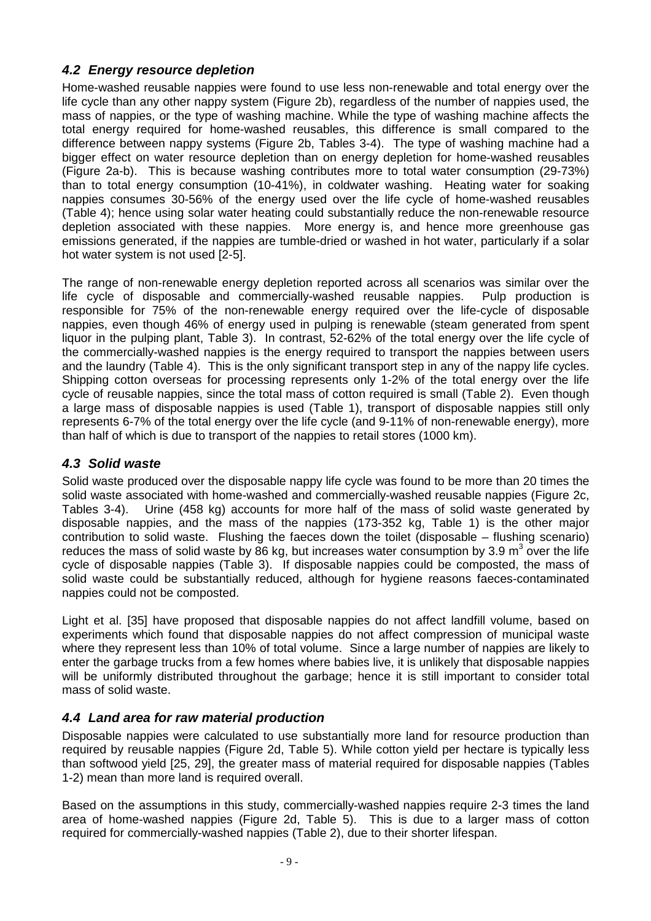### *4.2 Energy resource depletion*

Home-washed reusable nappies were found to use less non-renewable and total energy over the life cycle than any other nappy system (Figure 2b), regardless of the number of nappies used, the mass of nappies, or the type of washing machine. While the type of washing machine affects the total energy required for home-washed reusables, this difference is small compared to the difference between nappy systems (Figure 2b, Tables 3-4). The type of washing machine had a bigger effect on water resource depletion than on energy depletion for home-washed reusables (Figure 2a-b). This is because washing contributes more to total water consumption (29-73%) than to total energy consumption (10-41%), in coldwater washing. Heating water for soaking nappies consumes 30-56% of the energy used over the life cycle of home-washed reusables (Table 4); hence using solar water heating could substantially reduce the non-renewable resource depletion associated with these nappies. More energy is, and hence more greenhouse gas emissions generated, if the nappies are tumble-dried or washed in hot water, particularly if a solar hot water system is not used [2-5].

The range of non-renewable energy depletion reported across all scenarios was similar over the life cycle of disposable and commercially-washed reusable nappies. Pulp production is responsible for 75% of the non-renewable energy required over the life-cycle of disposable nappies, even though 46% of energy used in pulping is renewable (steam generated from spent liquor in the pulping plant, Table 3). In contrast, 52-62% of the total energy over the life cycle of the commercially-washed nappies is the energy required to transport the nappies between users and the laundry (Table 4). This is the only significant transport step in any of the nappy life cycles. Shipping cotton overseas for processing represents only 1-2% of the total energy over the life cycle of reusable nappies, since the total mass of cotton required is small (Table 2). Even though a large mass of disposable nappies is used (Table 1), transport of disposable nappies still only represents 6-7% of the total energy over the life cycle (and 9-11% of non-renewable energy), more than half of which is due to transport of the nappies to retail stores (1000 km).

### *4.3 Solid waste*

Solid waste produced over the disposable nappy life cycle was found to be more than 20 times the solid waste associated with home-washed and commercially-washed reusable nappies (Figure 2c, Tables 3-4). Urine (458 kg) accounts for more half of the mass of solid waste generated by disposable nappies, and the mass of the nappies (173-352 kg, Table 1) is the other major contribution to solid waste. Flushing the faeces down the toilet (disposable – flushing scenario) reduces the mass of solid waste by 86 kg, but increases water consumption by 3.9 $m^3$ over the life cycle of disposable nappies (Table 3). If disposable nappies could be composted, the mass of solid waste could be substantially reduced, although for hygiene reasons faeces-contaminated nappies could not be composted.

Light et al. [35] have proposed that disposable nappies do not affect landfill volume, based on experiments which found that disposable nappies do not affect compression of municipal waste where they represent less than 10% of total volume. Since a large number of nappies are likely to enter the garbage trucks from a few homes where babies live, it is unlikely that disposable nappies will be uniformly distributed throughout the garbage; hence it is still important to consider total mass of solid waste.

### *4.4 Land area for raw material production*

Disposable nappies were calculated to use substantially more land for resource production than required by reusable nappies (Figure 2d, Table 5). While cotton yield per hectare is typically less than softwood yield [25, 29], the greater mass of material required for disposable nappies (Tables 1-2) mean than more land is required overall.

Based on the assumptions in this study, commercially-washed nappies require 2-3 times the land area of home-washed nappies (Figure 2d, Table 5). This is due to a larger mass of cotton required for commercially-washed nappies (Table 2), due to their shorter lifespan.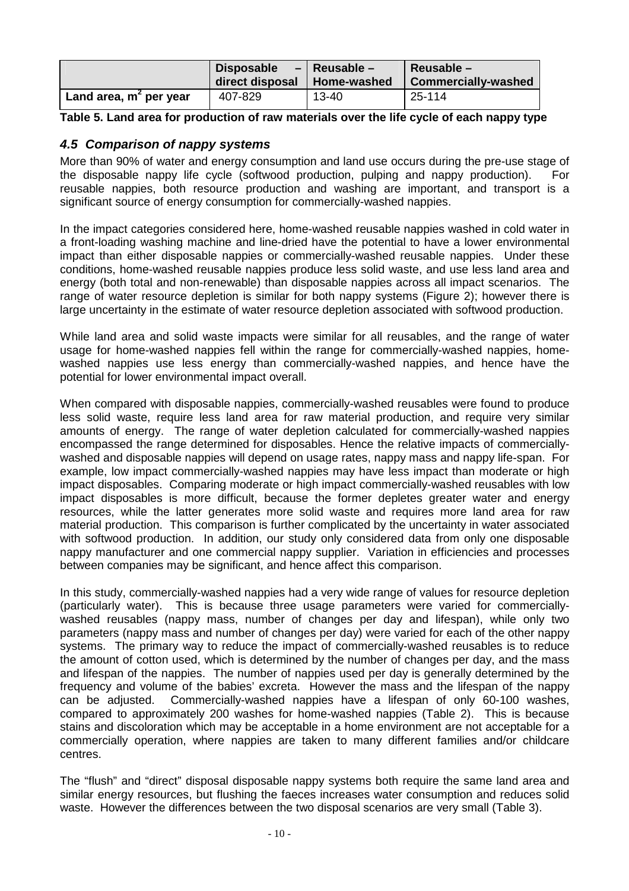| | Disposable – direct disposal | Reusable – Home-washed | Reusable – Commercially-washed |
|---|---|---|---|
| Land area, $m^2$ per year | 407-829 | 13-40 | 25-114 |

**Table 5. Land area for production of raw materials over the life cycle of each nappy type**

### *4.5 Comparison of nappy systems*

More than 90% of water and energy consumption and land use occurs during the pre-use stage of the disposable nappy life cycle (softwood production, pulping and nappy production). For reusable nappies, both resource production and washing are important, and transport is a significant source of energy consumption for commercially-washed nappies.

In the impact categories considered here, home-washed reusable nappies washed in cold water in a front-loading washing machine and line-dried have the potential to have a lower environmental impact than either disposable nappies or commercially-washed reusable nappies. Under these conditions, home-washed reusable nappies produce less solid waste, and use less land area and energy (both total and non-renewable) than disposable nappies across all impact scenarios. The range of water resource depletion is similar for both nappy systems (Figure 2); however there is large uncertainty in the estimate of water resource depletion associated with softwood production.

While land area and solid waste impacts were similar for all reusables, and the range of water usage for home-washed nappies fell within the range for commercially-washed nappies, home-washed nappies use less energy than commercially-washed nappies, and hence have the potential for lower environmental impact overall.

When compared with disposable nappies, commercially-washed reusables were found to produce less solid waste, require less land area for raw material production, and require very similar amounts of energy. The range of water depletion calculated for commercially-washed nappies encompassed the range determined for disposables. Hence the relative impacts of commercially-washed and disposable nappies will depend on usage rates, nappy mass and nappy life-span. For example, low impact commercially-washed nappies may have less impact than moderate or high impact disposables. Comparing moderate or high impact commercially-washed reusables with low impact disposables is more difficult, because the former depletes greater water and energy resources, while the latter generates more solid waste and requires more land area for raw material production. This comparison is further complicated by the uncertainty in water associated with softwood production. In addition, our study only considered data from only one disposable nappy manufacturer and one commercial nappy supplier. Variation in efficiencies and processes between companies may be significant, and hence affect this comparison.

In this study, commercially-washed nappies had a very wide range of values for resource depletion (particularly water). This is because three usage parameters were varied for commercially-washed reusables (nappy mass, number of changes per day and lifespan), while only two parameters (nappy mass and number of changes per day) were varied for each of the other nappy systems. The primary way to reduce the impact of commercially-washed reusables is to reduce the amount of cotton used, which is determined by the number of changes per day, and the mass and lifespan of the nappies. The number of nappies used per day is generally determined by the frequency and volume of the babies' excreta. However the mass and the lifespan of the nappy can be adjusted. Commercially-washed nappies have a lifespan of only 60-100 washes, compared to approximately 200 washes for home-washed nappies (Table 2). This is because stains and discoloration which may be acceptable in a home environment are not acceptable for a commercially operation, where nappies are taken to many different families and/or childcare centres.

The "flush" and "direct" disposal disposable nappy systems both require the same land area and similar energy resources, but flushing the faeces increases water consumption and reduces solid waste. However the differences between the two disposal scenarios are very small (Table 3).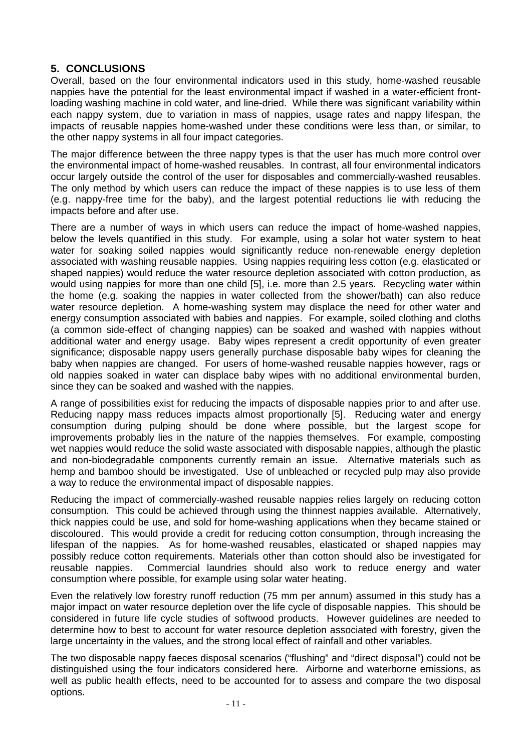## 5. CONCLUSIONS

Overall, based on the four environmental indicators used in this study, home-washed reusable nappies have the potential for the least environmental impact if washed in a water-efficient front-loading washing machine in cold water, and line-dried. While there was significant variability within each nappy system, due to variation in mass of nappies, usage rates and nappy lifespan, the impacts of reusable nappies home-washed under these conditions were less than, or similar, to the other nappy systems in all four impact categories.

The major difference between the three nappy types is that the user has much more control over the environmental impact of home-washed reusables. In contrast, all four environmental indicators occur largely outside the control of the user for disposables and commercially-washed reusables. The only method by which users can reduce the impact of these nappies is to use less of them (e.g. nappy-free time for the baby), and the largest potential reductions lie with reducing the impacts before and after use.

There are a number of ways in which users can reduce the impact of home-washed nappies, below the levels quantified in this study. For example, using a solar hot water system to heat water for soaking soiled nappies would significantly reduce non-renewable energy depletion associated with washing reusable nappies. Using nappies requiring less cotton (e.g. elasticated or shaped nappies) would reduce the water resource depletion associated with cotton production, as would using nappies for more than one child [5], i.e. more than 2.5 years. Recycling water within the home (e.g. soaking the nappies in water collected from the shower/bath) can also reduce water resource depletion. A home-washing system may displace the need for other water and energy consumption associated with babies and nappies. For example, soiled clothing and cloths (a common side-effect of changing nappies) can be soaked and washed with nappies without additional water and energy usage. Baby wipes represent a credit opportunity of even greater significance; disposable nappy users generally purchase disposable baby wipes for cleaning the baby when nappies are changed. For users of home-washed reusable nappies however, rags or old nappies soaked in water can displace baby wipes with no additional environmental burden, since they can be soaked and washed with the nappies.

A range of possibilities exist for reducing the impacts of disposable nappies prior to and after use. Reducing nappy mass reduces impacts almost proportionally [5]. Reducing water and energy consumption during pulping should be done where possible, but the largest scope for improvements probably lies in the nature of the nappies themselves. For example, composting wet nappies would reduce the solid waste associated with disposable nappies, although the plastic and non-biodegradable components currently remain an issue. Alternative materials such as hemp and bamboo should be investigated. Use of unbleached or recycled pulp may also provide a way to reduce the environmental impact of disposable nappies.

Reducing the impact of commercially-washed reusable nappies relies largely on reducing cotton consumption. This could be achieved through using the thinnest nappies available. Alternatively, thick nappies could be use, and sold for home-washing applications when they became stained or discoloured. This would provide a credit for reducing cotton consumption, through increasing the lifespan of the nappies. As for home-washed reusables, elasticated or shaped nappies may possibly reduce cotton requirements. Materials other than cotton should also be investigated for reusable nappies. Commercial laundries should also work to reduce energy and water consumption where possible, for example using solar water heating.

Even the relatively low forestry runoff reduction (75 mm per annum) assumed in this study has a major impact on water resource depletion over the life cycle of disposable nappies. This should be considered in future life cycle studies of softwood products. However guidelines are needed to determine how to best to account for water resource depletion associated with forestry, given the large uncertainty in the values, and the strong local effect of rainfall and other variables.

The two disposable nappy faeces disposal scenarios ("flushing" and "direct disposal") could not be distinguished using the four indicators considered here. Airborne and waterborne emissions, as well as public health effects, need to be accounted for to assess and compare the two disposal options.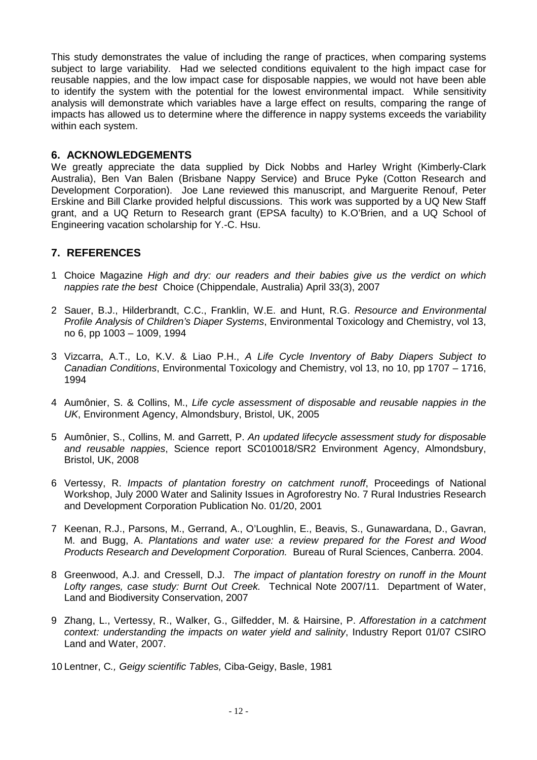This study demonstrates the value of including the range of practices, when comparing systems subject to large variability. Had we selected conditions equivalent to the high impact case for reusable nappies, and the low impact case for disposable nappies, we would not have been able to identify the system with the potential for the lowest environmental impact. While sensitivity analysis will demonstrate which variables have a large effect on results, comparing the range of impacts has allowed us to determine where the difference in nappy systems exceeds the variability within each system.

## 6. ACKNOWLEDGEMENTS

We greatly appreciate the data supplied by Dick Nobbs and Harley Wright (Kimberly-Clark Australia), Ben Van Balen (Brisbane Nappy Service) and Bruce Pyke (Cotton Research and Development Corporation). Joe Lane reviewed this manuscript, and Marguerite Renouf, Peter Erskine and Bill Clarke provided helpful discussions. This work was supported by a UQ New Staff grant, and a UQ Return to Research grant (EPSA faculty) to K.O'Brien, and a UQ School of Engineering vacation scholarship for Y.-C. Hsu.

## 7. REFERENCES

1. Choice Magazine *High and dry: our readers and their babies give us the verdict on which nappies rate the best* Choice (Chippendale, Australia) April 33(3), 2007

2. Sauer, B.J., Hilderbrandt, C.C., Franklin, W.E. and Hunt, R.G. *Resource and Environmental Profile Analysis of Children's Diaper Systems*, Environmental Toxicology and Chemistry, vol 13, no 6, pp 1003 – 1009, 1994

3. Vizcarra, A.T., Lo, K.V. & Liao P.H., *A Life Cycle Inventory of Baby Diapers Subject to Canadian Conditions*, Environmental Toxicology and Chemistry, vol 13, no 10, pp 1707 – 1716, 1994

4. Aumônier, S. & Collins, M., *Life cycle assessment of disposable and reusable nappies in the UK*, Environment Agency, Almondsbury, Bristol, UK, 2005

5. Aumônier, S., Collins, M. and Garrett, P. *An updated lifecycle assessment study for disposable and reusable nappies*, Science report SC010018/SR2 Environment Agency, Almondsbury, Bristol, UK, 2008

6. Vertessy, R. *Impacts of plantation forestry on catchment runoff*, Proceedings of National Workshop, July 2000 Water and Salinity Issues in Agroforestry No. 7 Rural Industries Research and Development Corporation Publication No. 01/20, 2001

7. Keenan, R.J., Parsons, M., Gerrand, A., O'Loughlin, E., Beavis, S., Gunawardana, D., Gavran, M. and Bugg, A. *Plantations and water use: a review prepared for the Forest and Wood Products Research and Development Corporation.* Bureau of Rural Sciences, Canberra. 2004.

8. Greenwood, A.J. and Cressell, D.J. *The impact of plantation forestry on runoff in the Mount Lofty ranges, case study: Burnt Out Creek.* Technical Note 2007/11. Department of Water, Land and Biodiversity Conservation, 2007

9. Zhang, L., Vertessy, R., Walker, G., Gilfedder, M. & Hairsine, P. *Afforestation in a catchment context: understanding the impacts on water yield and salinity*, Industry Report 01/07 CSIRO Land and Water, 2007.

10. Lentner, C*., Geigy scientific Tables,* Ciba-Geigy, Basle, 1981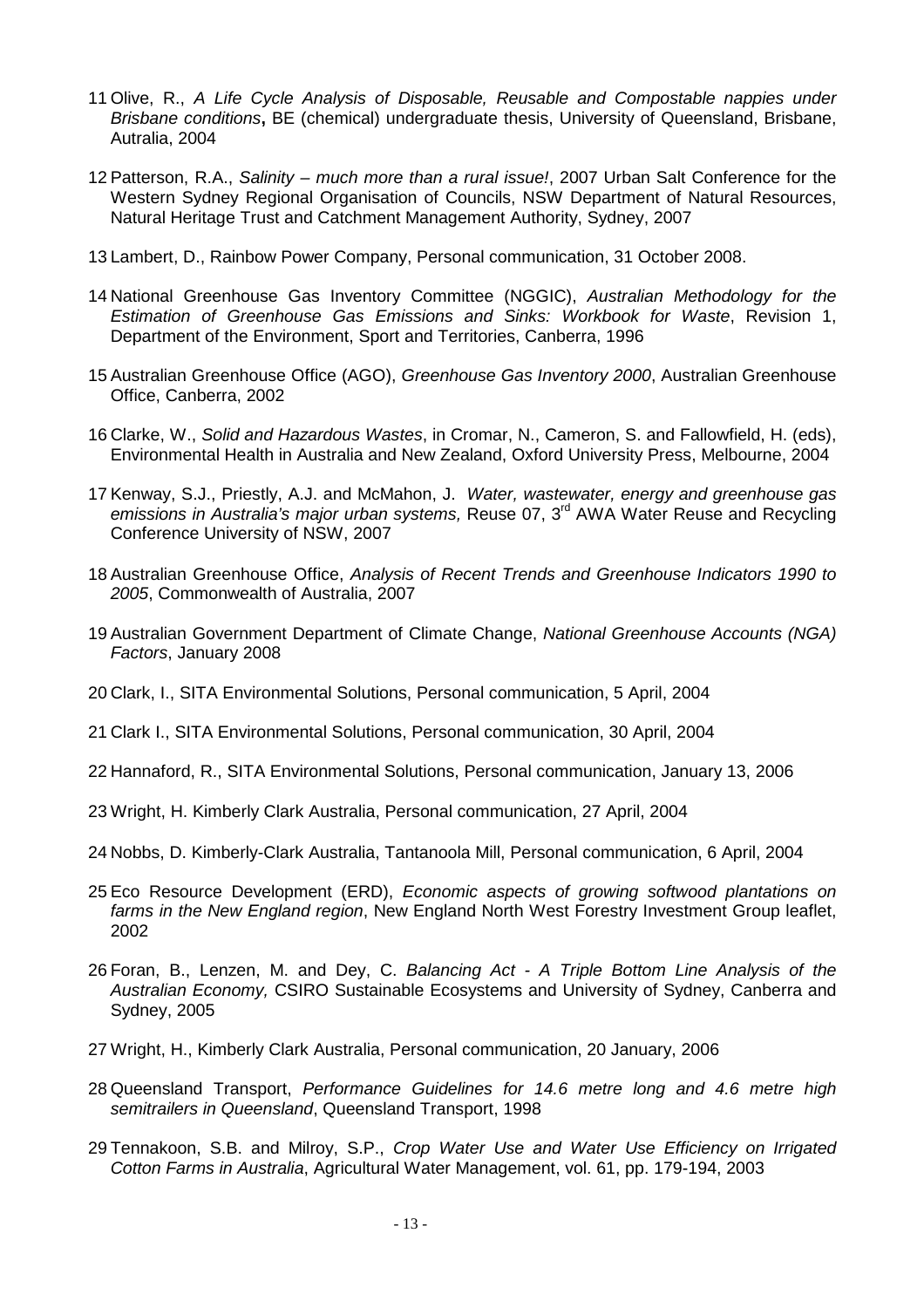11 Olive, R., *A Life Cycle Analysis of Disposable, Reusable and Compostable nappies under Brisbane conditions***,** BE (chemical) undergraduate thesis, University of Queensland, Brisbane, Autralia, 2004

12 Patterson, R.A., *Salinity – much more than a rural issue!*, 2007 Urban Salt Conference for the Western Sydney Regional Organisation of Councils, NSW Department of Natural Resources, Natural Heritage Trust and Catchment Management Authority, Sydney, 2007

13 Lambert, D., Rainbow Power Company, Personal communication, 31 October 2008.

14 National Greenhouse Gas Inventory Committee (NGGIC), *Australian Methodology for the Estimation of Greenhouse Gas Emissions and Sinks: Workbook for Waste*, Revision 1, Department of the Environment, Sport and Territories, Canberra, 1996

15 Australian Greenhouse Office (AGO), *Greenhouse Gas Inventory 2000*, Australian Greenhouse Office, Canberra, 2002

16 Clarke, W., *Solid and Hazardous Wastes*, in Cromar, N., Cameron, S. and Fallowfield, H. (eds), Environmental Health in Australia and New Zealand, Oxford University Press, Melbourne, 2004

17 Kenway, S.J., Priestly, A.J. and McMahon, J. *Water, wastewater, energy and greenhouse gas emissions in Australia's major urban systems,* Reuse 07, 3rd AWA Water Reuse and Recycling Conference University of NSW, 2007

18 Australian Greenhouse Office, *Analysis of Recent Trends and Greenhouse Indicators 1990 to 2005*, Commonwealth of Australia, 2007

19 Australian Government Department of Climate Change, *National Greenhouse Accounts (NGA) Factors*, January 2008

20 Clark, I., SITA Environmental Solutions, Personal communication, 5 April, 2004

21 Clark I., SITA Environmental Solutions, Personal communication, 30 April, 2004

22 Hannaford, R., SITA Environmental Solutions, Personal communication, January 13, 2006

23 Wright, H. Kimberly Clark Australia, Personal communication, 27 April, 2004

24 Nobbs, D. Kimberly-Clark Australia, Tantanoola Mill, Personal communication, 6 April, 2004

25 Eco Resource Development (ERD), *Economic aspects of growing softwood plantations on farms in the New England region*, New England North West Forestry Investment Group leaflet, 2002

26 Foran, B., Lenzen, M. and Dey, C. *Balancing Act - A Triple Bottom Line Analysis of the Australian Economy,* CSIRO Sustainable Ecosystems and University of Sydney, Canberra and Sydney, 2005

27 Wright, H., Kimberly Clark Australia, Personal communication, 20 January, 2006

28 Queensland Transport, *Performance Guidelines for 14.6 metre long and 4.6 metre high semitrailers in Queensland*, Queensland Transport, 1998

29 Tennakoon, S.B. and Milroy, S.P., *Crop Water Use and Water Use Efficiency on Irrigated Cotton Farms in Australia*, Agricultural Water Management, vol. 61, pp. 179-194, 2003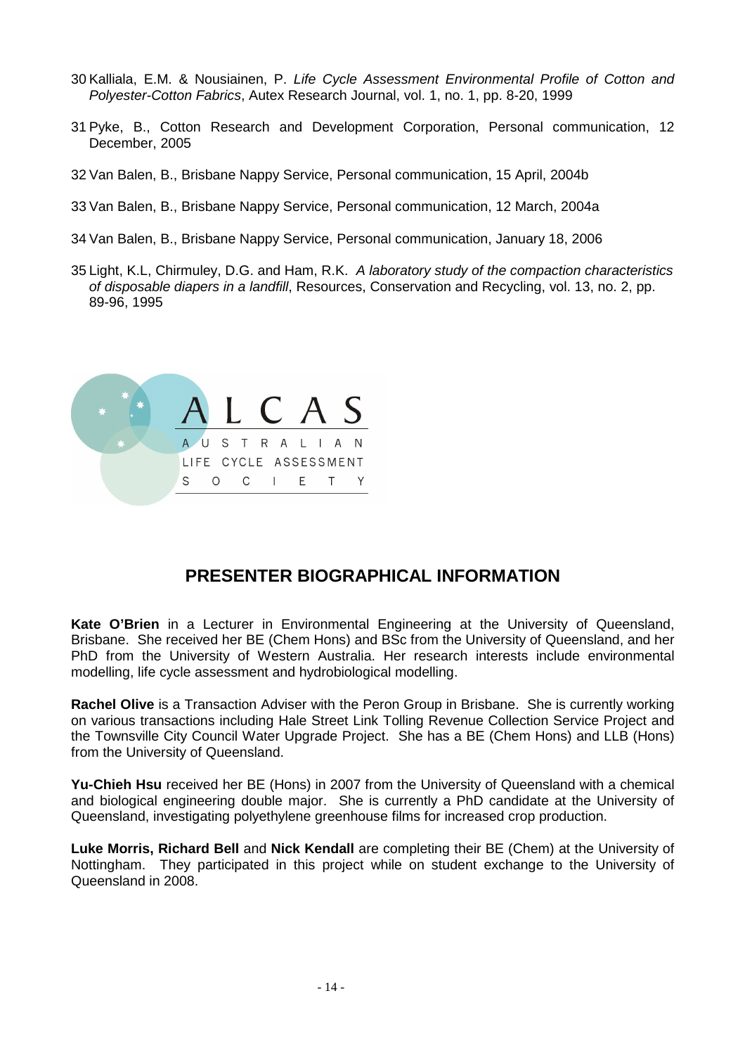30 Kalliala, E.M. & Nousiainen, P. *Life Cycle Assessment Environmental Profile of Cotton and Polyester-Cotton Fabrics*, Autex Research Journal, vol. 1, no. 1, pp. 8-20, 1999

31 Pyke, B., Cotton Research and Development Corporation, Personal communication, 12 December, 2005

32 Van Balen, B., Brisbane Nappy Service, Personal communication, 15 April, 2004b

33 Van Balen, B., Brisbane Nappy Service, Personal communication, 12 March, 2004a

34 Van Balen, B., Brisbane Nappy Service, Personal communication, January 18, 2006

35 Light, K.L, Chirmuley, D.G. and Ham, R.K. *A laboratory study of the compaction characteristics of disposable diapers in a landfill*, Resources, Conservation and Recycling, vol. 13, no. 2, pp. 89-96, 1995

ALCAS
AUSTRALIAN LIFE CYCLE ASSESSMENT SOCIETY

## PRESENTER BIOGRAPHICAL INFORMATION

**Kate O'Brien** in a Lecturer in Environmental Engineering at the University of Queensland, Brisbane. She received her BE (Chem Hons) and BSc from the University of Queensland, and her PhD from the University of Western Australia. Her research interests include environmental modelling, life cycle assessment and hydrobiological modelling.

**Rachel Olive** is a Transaction Adviser with the Peron Group in Brisbane. She is currently working on various transactions including Hale Street Link Tolling Revenue Collection Service Project and the Townsville City Council Water Upgrade Project. She has a BE (Chem Hons) and LLB (Hons) from the University of Queensland.

**Yu-Chieh Hsu** received her BE (Hons) in 2007 from the University of Queensland with a chemical and biological engineering double major. She is currently a PhD candidate at the University of Queensland, investigating polyethylene greenhouse films for increased crop production.

**Luke Morris, Richard Bell** and **Nick Kendall** are completing their BE (Chem) at the University of Nottingham. They participated in this project while on student exchange to the University of Queensland in 2008.